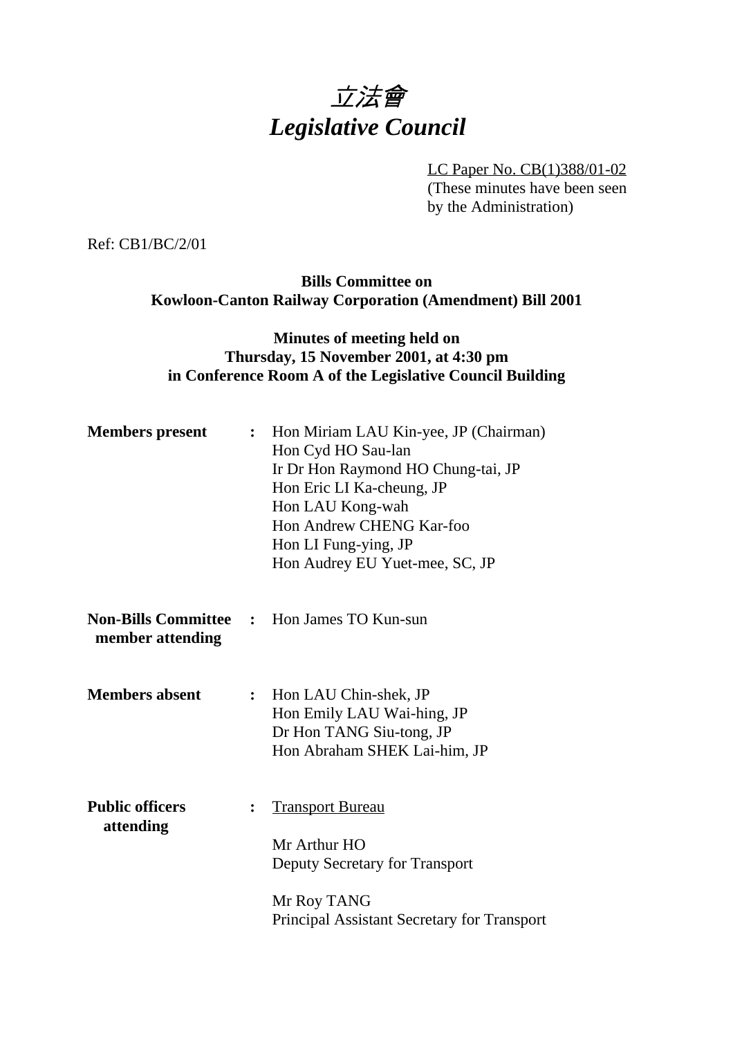# *立法會*
# *Legislative Council*

LC Paper No. CB(1)388/01-02
(These minutes have been seen by the Administration)

Ref: CB1/BC/2/01

**Bills Committee on**
**Kowloon-Canton Railway Corporation (Amendment) Bill 2001**

**Minutes of meeting held on**
**Thursday, 15 November 2001, at 4:30 pm**
**in Conference Room A of the Legislative Council Building**

**Members present** : Hon Miriam LAU Kin-yee, JP (Chairman)
Hon Cyd HO Sau-lan
Ir Dr Hon Raymond HO Chung-tai, JP
Hon Eric LI Ka-cheung, JP
Hon LAU Kong-wah
Hon Andrew CHENG Kar-foo
Hon LI Fung-ying, JP
Hon Audrey EU Yuet-mee, SC, JP

**Non-Bills Committee member attending** : Hon James TO Kun-sun

**Members absent** : Hon LAU Chin-shek, JP
Hon Emily LAU Wai-hing, JP
Dr Hon TANG Siu-tong, JP
Hon Abraham SHEK Lai-him, JP

**Public officers attending** : Transport Bureau

Mr Arthur HO
Deputy Secretary for Transport

Mr Roy TANG
Principal Assistant Secretary for Transport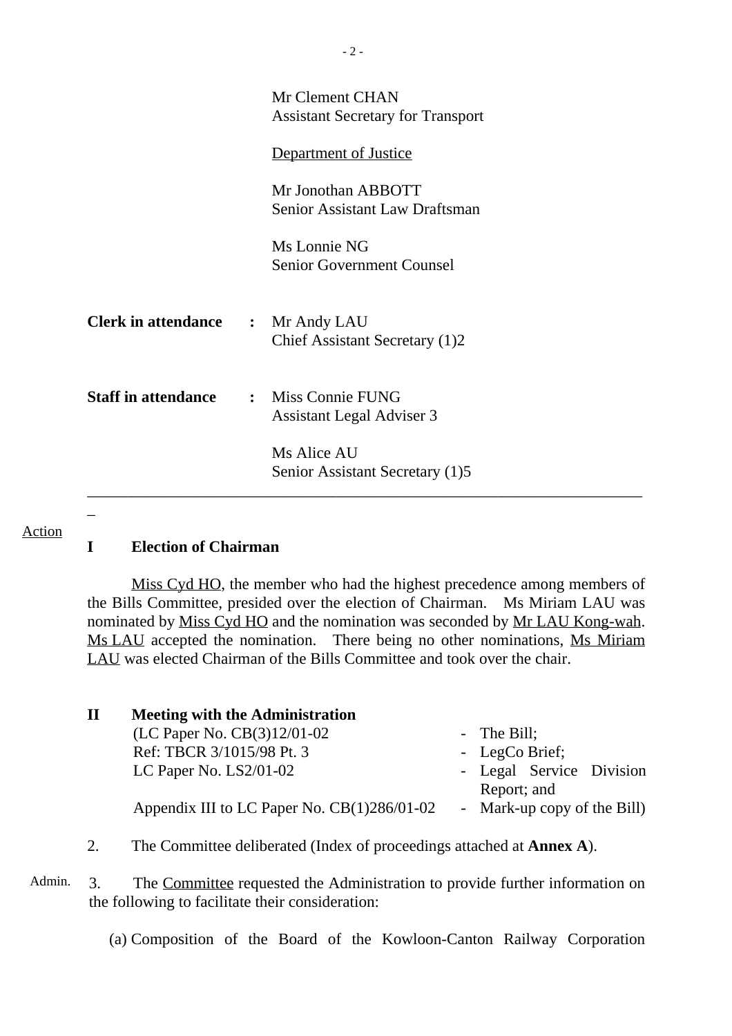Mr Clement CHAN
Assistant Secretary for Transport

Department of Justice

Mr Jonothan ABBOTT
Senior Assistant Law Draftsman

Ms Lonnie NG
Senior Government Counsel

**Clerk in attendance** : Mr Andy LAU
Chief Assistant Secretary (1)2

**Staff in attendance** : Miss Connie FUNG
Assistant Legal Adviser 3

Ms Alice AU
Senior Assistant Secretary (1)5

---

Action

## I Election of Chairman

Miss Cyd HO, the member who had the highest precedence among members of the Bills Committee, presided over the election of Chairman. Ms Miriam LAU was nominated by Miss Cyd HO and the nomination was seconded by Mr LAU Kong-wah. Ms LAU accepted the nomination. There being no other nominations, Ms Miriam LAU was elected Chairman of the Bills Committee and took over the chair.

## II Meeting with the Administration

(LC Paper No. CB(3)12/01-02 - The Bill;
Ref: TBCR 3/1015/98 Pt. 3 - LegCo Brief;
LC Paper No. LS2/01-02 - Legal Service Division Report; and
Appendix III to LC Paper No. CB(1)286/01-02 - Mark-up copy of the Bill)

2. The Committee deliberated (Index of proceedings attached at **Annex A**).

Admin. 3. The Committee requested the Administration to provide further information on the following to facilitate their consideration:

(a) Composition of the Board of the Kowloon-Canton Railway Corporation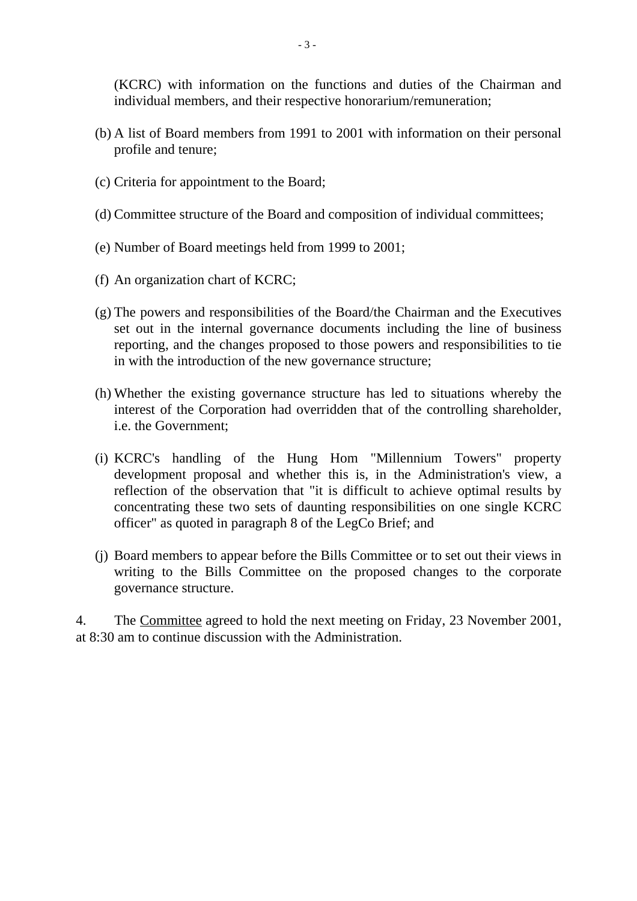(KCRC) with information on the functions and duties of the Chairman and individual members, and their respective honorarium/remuneration;

(b) A list of Board members from 1991 to 2001 with information on their personal profile and tenure;

(c) Criteria for appointment to the Board;

(d) Committee structure of the Board and composition of individual committees;

(e) Number of Board meetings held from 1999 to 2001;

(f) An organization chart of KCRC;

(g) The powers and responsibilities of the Board/the Chairman and the Executives set out in the internal governance documents including the line of business reporting, and the changes proposed to those powers and responsibilities to tie in with the introduction of the new governance structure;

(h) Whether the existing governance structure has led to situations whereby the interest of the Corporation had overridden that of the controlling shareholder, i.e. the Government;

(i) KCRC's handling of the Hung Hom "Millennium Towers" property development proposal and whether this is, in the Administration's view, a reflection of the observation that "it is difficult to achieve optimal results by concentrating these two sets of daunting responsibilities on one single KCRC officer" as quoted in paragraph 8 of the LegCo Brief; and

(j) Board members to appear before the Bills Committee or to set out their views in writing to the Bills Committee on the proposed changes to the corporate governance structure.

4. The Committee agreed to hold the next meeting on Friday, 23 November 2001, at 8:30 am to continue discussion with the Administration.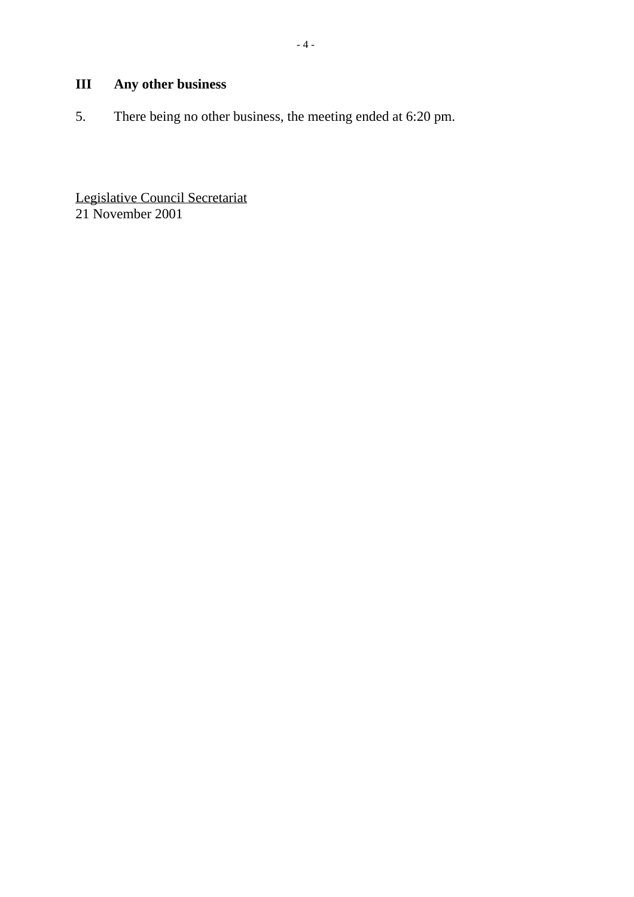## III Any other business

5. There being no other business, the meeting ended at 6:20 pm.

<u>Legislative Council Secretariat</u>
21 November 2001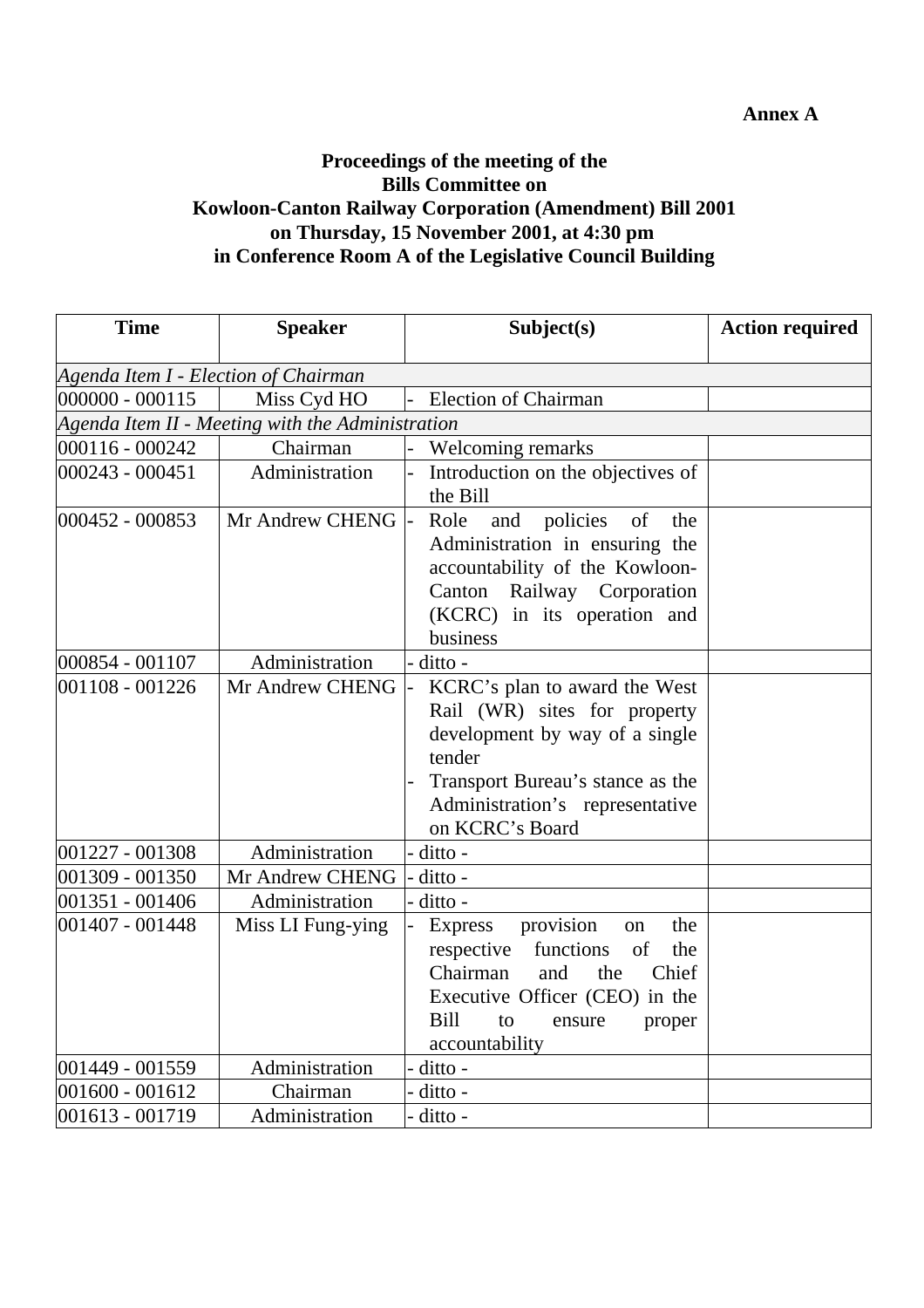**Annex A**

**Proceedings of the meeting of the Bills Committee on Kowloon-Canton Railway Corporation (Amendment) Bill 2001 on Thursday, 15 November 2001, at 4:30 pm in Conference Room A of the Legislative Council Building**

| Time | Speaker | Subject(s) | Action required |
|---|---|---|---|
| *Agenda Item I - Election of Chairman* | | | |
| 000000 - 000115 | Miss Cyd HO | - Election of Chairman | |
| *Agenda Item II - Meeting with the Administration* | | | |
| 000116 - 000242 | Chairman | - Welcoming remarks | |
| 000243 - 000451 | Administration | - Introduction on the objectives of the Bill | |
| 000452 - 000853 | Mr Andrew CHENG | - Role and policies of the Administration in ensuring the accountability of the Kowloon-Canton Railway Corporation (KCRC) in its operation and business | |
| 000854 - 001107 | Administration | - ditto - | |
| 001108 - 001226 | Mr Andrew CHENG | - KCRC's plan to award the West Rail (WR) sites for property development by way of a single tender<br>- Transport Bureau's stance as the Administration's representative on KCRC's Board | |
| 001227 - 001308 | Administration | - ditto - | |
| 001309 - 001350 | Mr Andrew CHENG | - ditto - | |
| 001351 - 001406 | Administration | - ditto - | |
| 001407 - 001448 | Miss LI Fung-ying | - Express provision on the respective functions of the Chairman and the Chief Executive Officer (CEO) in the Bill to ensure proper accountability | |
| 001449 - 001559 | Administration | - ditto - | |
| 001600 - 001612 | Chairman | - ditto - | |
| 001613 - 001719 | Administration | - ditto - | |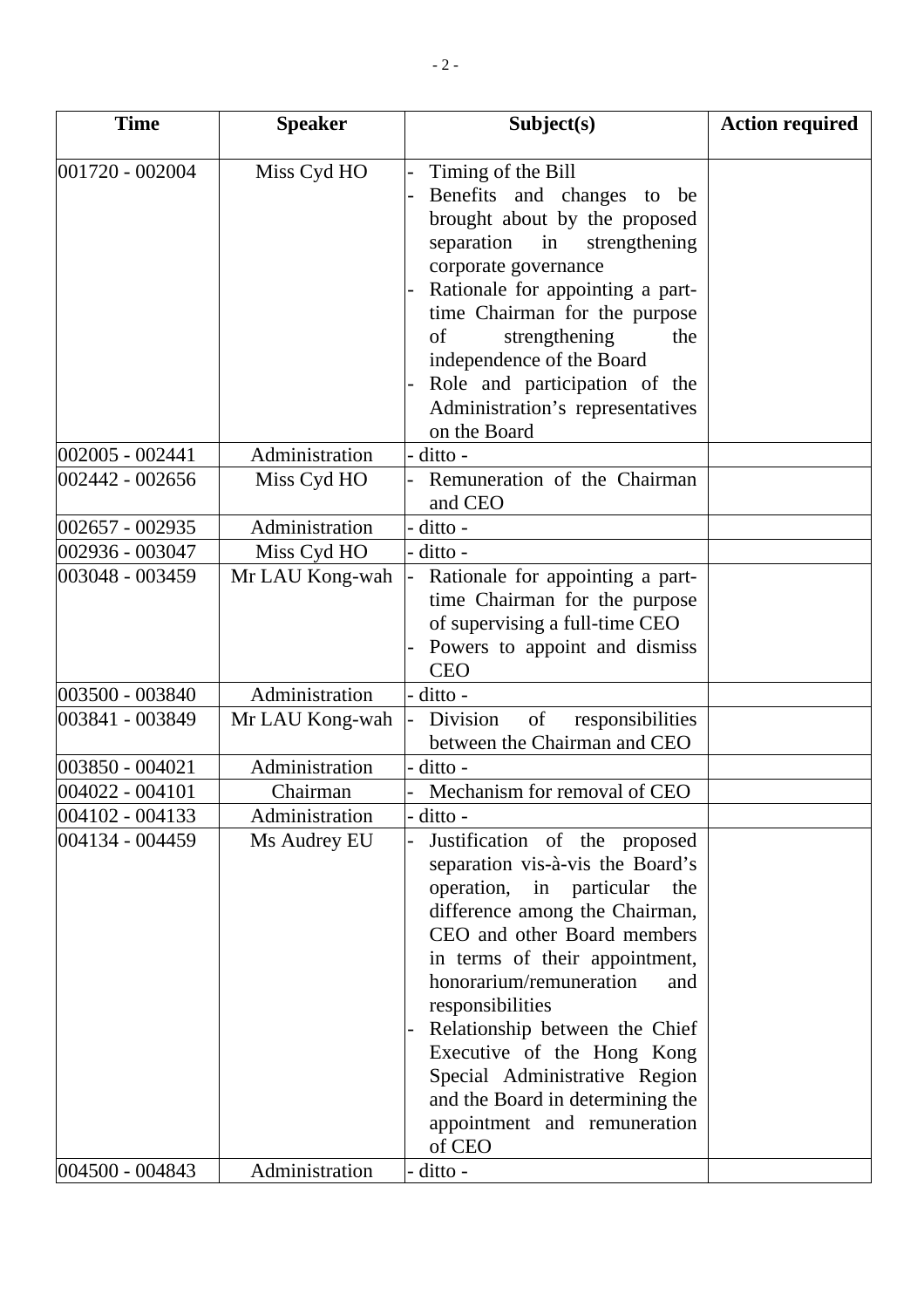| Time | Speaker | Subject(s) | Action required |
|---|---|---|---|
| 001720 - 002004 | Miss Cyd HO | - Timing of the Bill<br>- Benefits and changes to be brought about by the proposed separation in strengthening corporate governance<br>- Rationale for appointing a part-time Chairman for the purpose of strengthening the independence of the Board<br>- Role and participation of the Administration's representatives on the Board | |
| 002005 - 002441 | Administration | - ditto - | |
| 002442 - 002656 | Miss Cyd HO | - Remuneration of the Chairman and CEO | |
| 002657 - 002935 | Administration | - ditto - | |
| 002936 - 003047 | Miss Cyd HO | - ditto - | |
| 003048 - 003459 | Mr LAU Kong-wah | - Rationale for appointing a part-time Chairman for the purpose of supervising a full-time CEO<br>- Powers to appoint and dismiss CEO | |
| 003500 - 003840 | Administration | - ditto - | |
| 003841 - 003849 | Mr LAU Kong-wah | - Division of responsibilities between the Chairman and CEO | |
| 003850 - 004021 | Administration | - ditto - | |
| 004022 - 004101 | Chairman | - Mechanism for removal of CEO | |
| 004102 - 004133 | Administration | - ditto - | |
| 004134 - 004459 | Ms Audrey EU | - Justification of the proposed separation vis-à-vis the Board's operation, in particular the difference among the Chairman, CEO and other Board members in terms of their appointment, honorarium/remuneration and responsibilities<br>- Relationship between the Chief Executive of the Hong Kong Special Administrative Region and the Board in determining the appointment and remuneration of CEO | |
| 004500 - 004843 | Administration | - ditto - | |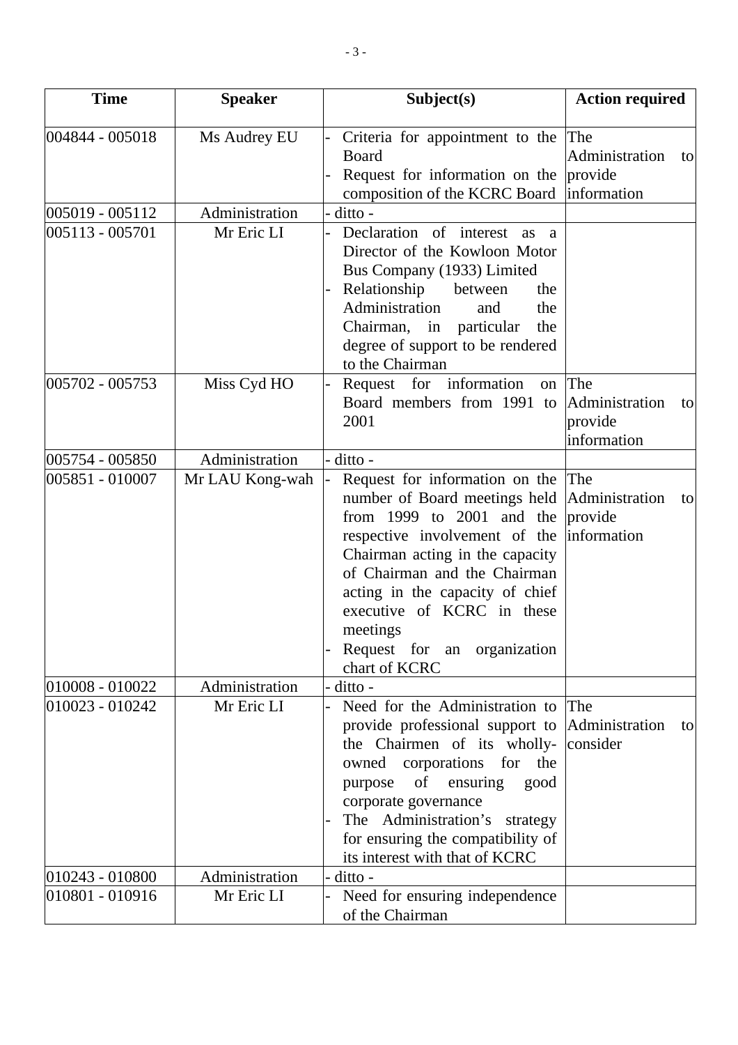| Time | Speaker | Subject(s) | Action required |
| --- | --- | --- | --- |
| 004844 - 005018 | Ms Audrey EU | - Criteria for appointment to the Board<br>- Request for information on the composition of the KCRC Board | The Administration to provide information |
| 005019 - 005112 | Administration | - ditto - | |
| 005113 - 005701 | Mr Eric LI | - Declaration of interest as a Director of the Kowloon Motor Bus Company (1933) Limited<br>- Relationship between the Administration and the Chairman, in particular the degree of support to be rendered to the Chairman | |
| 005702 - 005753 | Miss Cyd HO | - Request for information on Board members from 1991 to 2001 | The Administration to provide information |
| 005754 - 005850 | Administration | - ditto - | |
| 005851 - 010007 | Mr LAU Kong-wah | - Request for information on the number of Board meetings held from 1999 to 2001 and the respective involvement of the Chairman acting in the capacity of Chairman and the Chairman acting in the capacity of chief executive of KCRC in these meetings<br>- Request for an organization chart of KCRC | The Administration to provide information |
| 010008 - 010022 | Administration | - ditto - | |
| 010023 - 010242 | Mr Eric LI | - Need for the Administration to provide professional support to the Chairmen of its wholly-owned corporations for the purpose of ensuring good corporate governance<br>- The Administration's strategy for ensuring the compatibility of its interest with that of KCRC | The Administration to consider |
| 010243 - 010800 | Administration | - ditto - | |
| 010801 - 010916 | Mr Eric LI | - Need for ensuring independence of the Chairman | |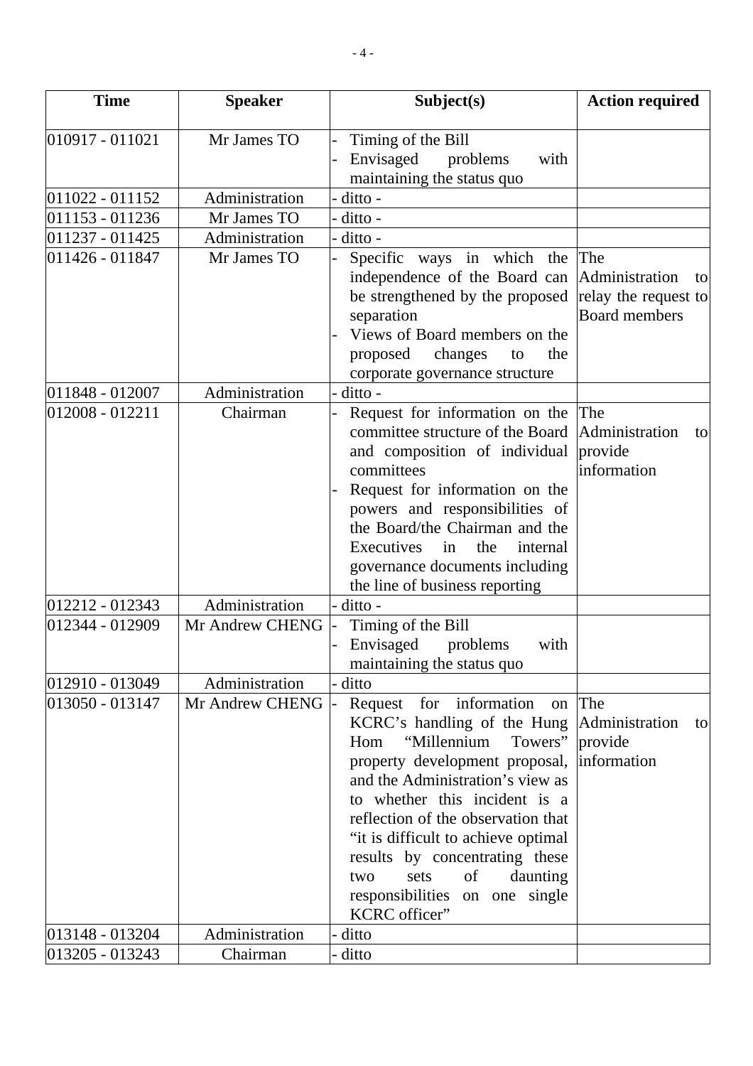| Time | Speaker | Subject(s) | Action required |
|---|---|---|---|
| 010917 - 011021 | Mr James TO | - Timing of the Bill<br>- Envisaged problems with maintaining the status quo | |
| 011022 - 011152 | Administration | - ditto - | |
| 011153 - 011236 | Mr James TO | - ditto - | |
| 011237 - 011425 | Administration | - ditto - | |
| 011426 - 011847 | Mr James TO | - Specific ways in which the independence of the Board can be strengthened by the proposed separation<br>- Views of Board members on the proposed changes to the corporate governance structure | The Administration to relay the request to Board members |
| 011848 - 012007 | Administration | - ditto - | |
| 012008 - 012211 | Chairman | - Request for information on the committee structure of the Board and composition of individual committees<br>- Request for information on the powers and responsibilities of the Board/the Chairman and the Executives in the internal governance documents including the line of business reporting | The Administration to provide information |
| 012212 - 012343 | Administration | - ditto - | |
| 012344 - 012909 | Mr Andrew CHENG | - Timing of the Bill<br>- Envisaged problems with maintaining the status quo | |
| 012910 - 013049 | Administration | - ditto | |
| 013050 - 013147 | Mr Andrew CHENG | - Request for information on KCRC's handling of the Hung Hom "Millennium Towers" property development proposal, and the Administration's view as to whether this incident is a reflection of the observation that "it is difficult to achieve optimal results by concentrating these two sets of daunting responsibilities on one single KCRC officer" | The Administration to provide information |
| 013148 - 013204 | Administration | - ditto | |
| 013205 - 013243 | Chairman | - ditto | |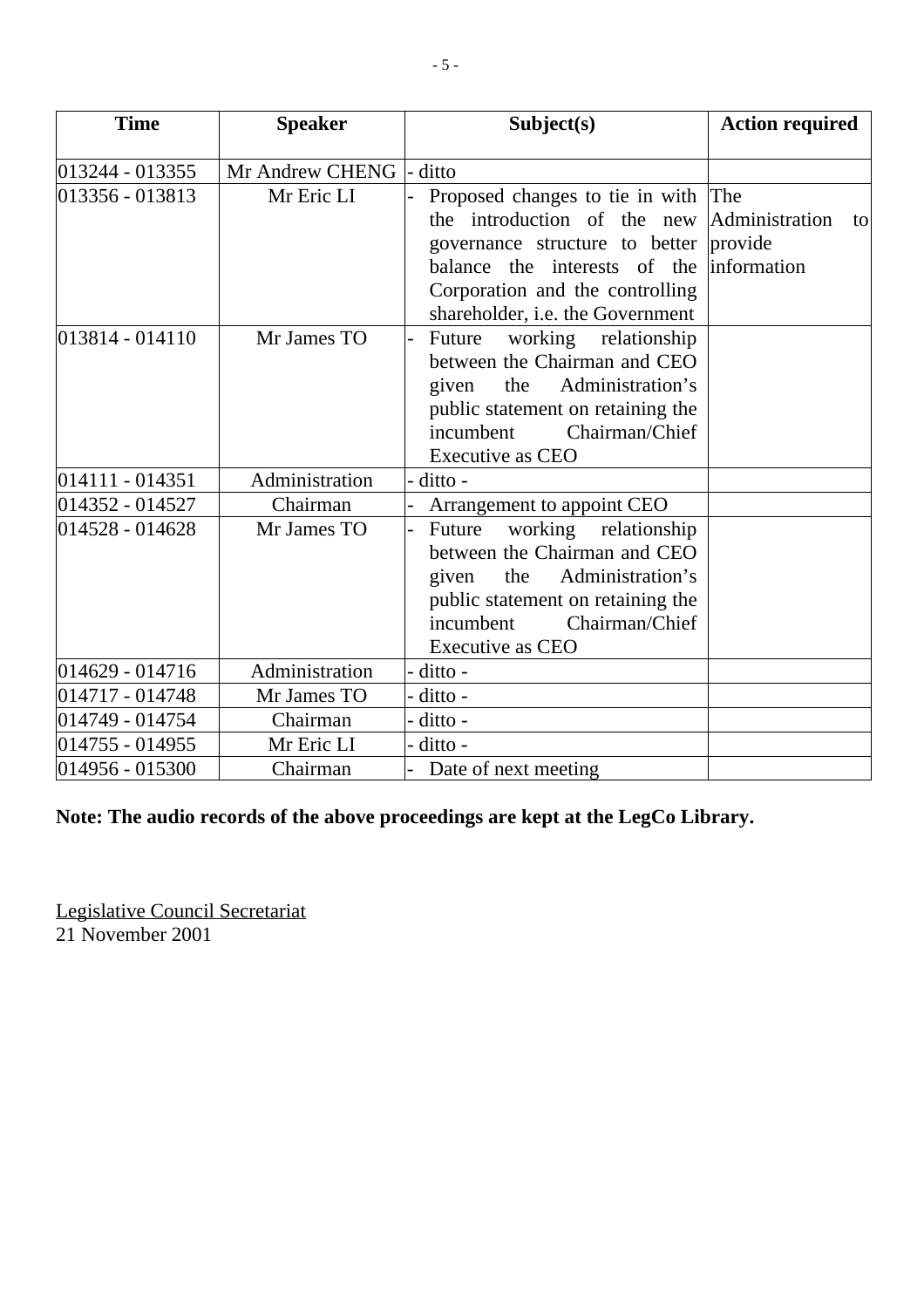| Time | Speaker | Subject(s) | Action required |
|---|---|---|---|
| 013244 - 013355 | Mr Andrew CHENG | - ditto | |
| 013356 - 013813 | Mr Eric LI | - Proposed changes to tie in with the introduction of the new governance structure to better balance the interests of the Corporation and the controlling shareholder, i.e. the Government | The Administration to provide information |
| 013814 - 014110 | Mr James TO | - Future working relationship between the Chairman and CEO given the Administration's public statement on retaining the incumbent Chairman/Chief Executive as CEO | |
| 014111 - 014351 | Administration | - ditto - | |
| 014352 - 014527 | Chairman | - Arrangement to appoint CEO | |
| 014528 - 014628 | Mr James TO | - Future working relationship between the Chairman and CEO given the Administration's public statement on retaining the incumbent Chairman/Chief Executive as CEO | |
| 014629 - 014716 | Administration | - ditto - | |
| 014717 - 014748 | Mr James TO | - ditto - | |
| 014749 - 014754 | Chairman | - ditto - | |
| 014755 - 014955 | Mr Eric LI | - ditto - | |
| 014956 - 015300 | Chairman | - Date of next meeting | |

**Note: The audio records of the above proceedings are kept at the LegCo Library.**

Legislative Council Secretariat
21 November 2001